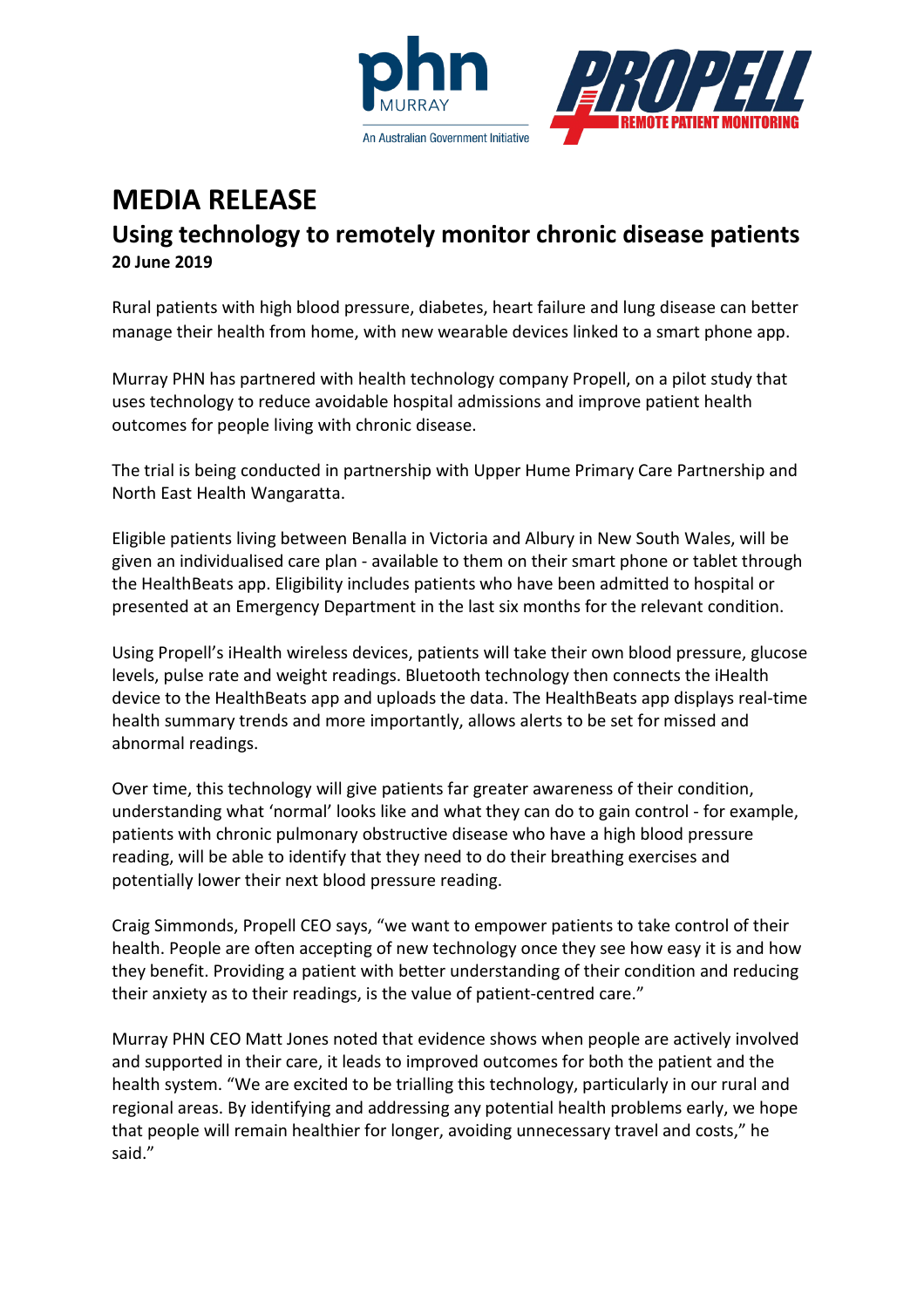# MEDIA RELEASE

## Using technology to remotely monitor chronic disease patients

**20 June 2019**

Rural patients with high blood pressure, diabetes, heart failure and lung disease can better manage their health from home, with new wearable devices linked to a smart phone app.

Murray PHN has partnered with health technology company Propell, on a pilot study that uses technology to reduce avoidable hospital admissions and improve patient health outcomes for people living with chronic disease.

The trial is being conducted in partnership with Upper Hume Primary Care Partnership and North East Health Wangaratta.

Eligible patients living between Benalla in Victoria and Albury in New South Wales, will be given an individualised care plan - available to them on their smart phone or tablet through the HealthBeats app. Eligibility includes patients who have been admitted to hospital or presented at an Emergency Department in the last six months for the relevant condition.

Using Propell's iHealth wireless devices, patients will take their own blood pressure, glucose levels, pulse rate and weight readings. Bluetooth technology then connects the iHealth device to the HealthBeats app and uploads the data. The HealthBeats app displays real-time health summary trends and more importantly, allows alerts to be set for missed and abnormal readings.

Over time, this technology will give patients far greater awareness of their condition, understanding what 'normal' looks like and what they can do to gain control - for example, patients with chronic pulmonary obstructive disease who have a high blood pressure reading, will be able to identify that they need to do their breathing exercises and potentially lower their next blood pressure reading.

Craig Simmonds, Propell CEO says, "we want to empower patients to take control of their health. People are often accepting of new technology once they see how easy it is and how they benefit. Providing a patient with better understanding of their condition and reducing their anxiety as to their readings, is the value of patient-centred care."

Murray PHN CEO Matt Jones noted that evidence shows when people are actively involved and supported in their care, it leads to improved outcomes for both the patient and the health system. "We are excited to be trialling this technology, particularly in our rural and regional areas. By identifying and addressing any potential health problems early, we hope that people will remain healthier for longer, avoiding unnecessary travel and costs," he said."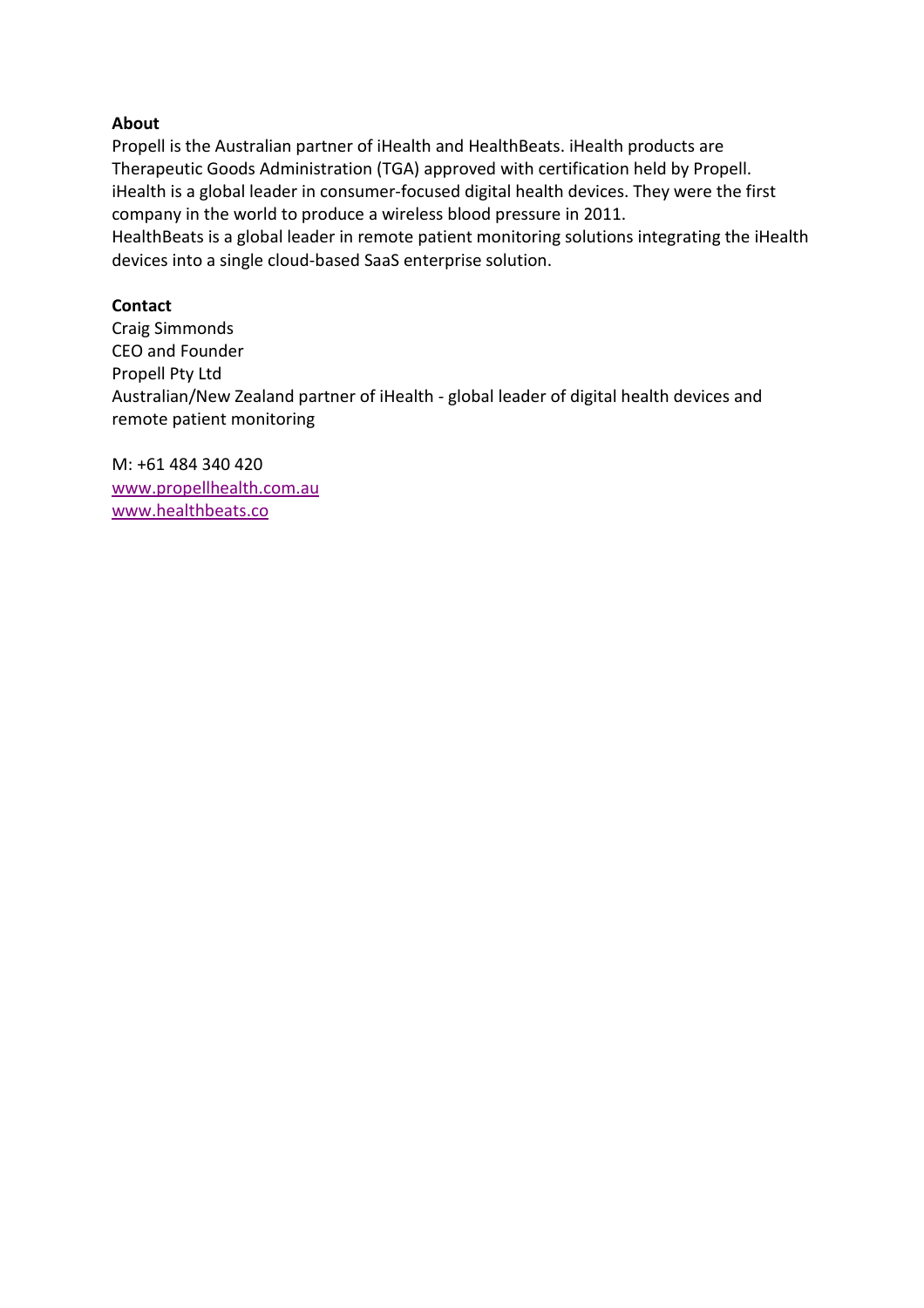**About**

Propell is the Australian partner of iHealth and HealthBeats. iHealth products are Therapeutic Goods Administration (TGA) approved with certification held by Propell.
iHealth is a global leader in consumer-focused digital health devices. They were the first company in the world to produce a wireless blood pressure in 2011.
HealthBeats is a global leader in remote patient monitoring solutions integrating the iHealth devices into a single cloud-based SaaS enterprise solution.

**Contact**

Craig Simmonds
CEO and Founder
Propell Pty Ltd
Australian/New Zealand partner of iHealth - global leader of digital health devices and remote patient monitoring

M: +61 484 340 420
[www.propellhealth.com.au](http://www.propellhealth.com.au)
[www.healthbeats.co](http://www.healthbeats.co)